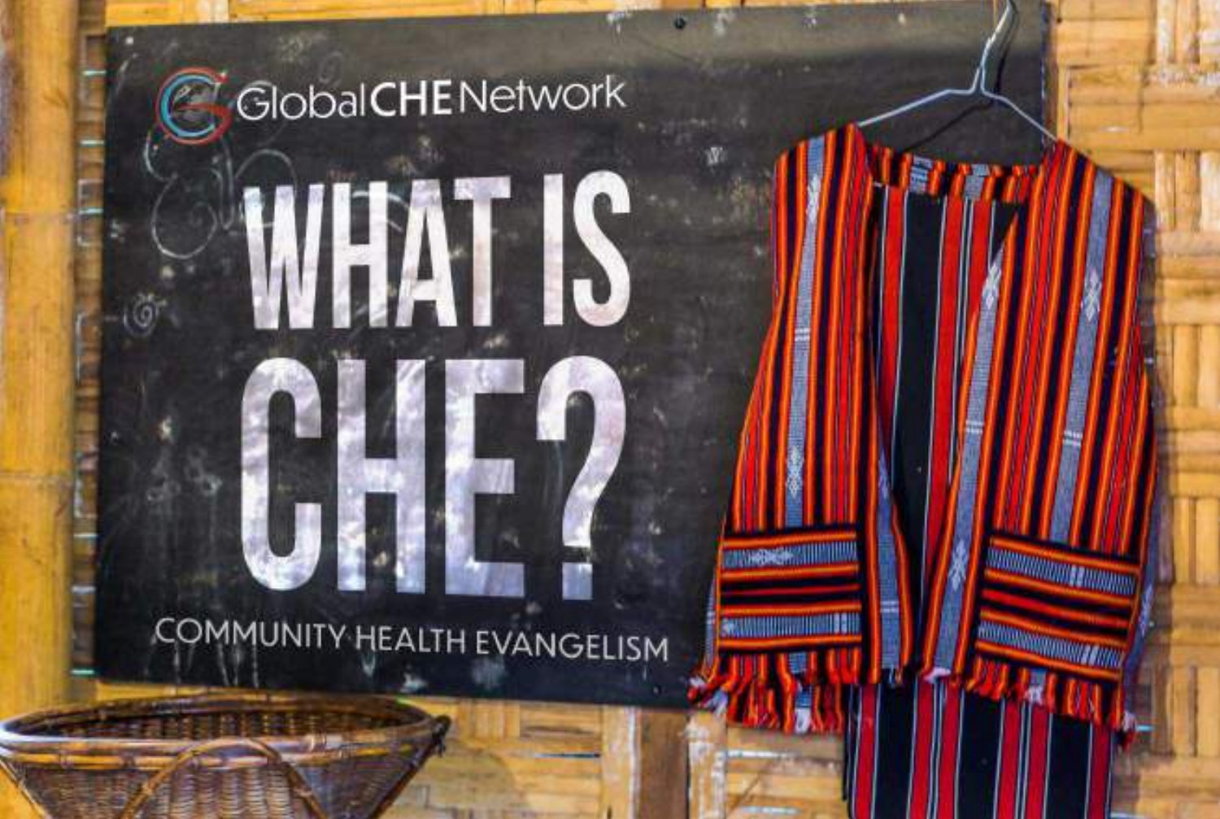GlobalCHENetwork

# WHAT IS CHE?

COMMUNITY HEALTH EVANGELISM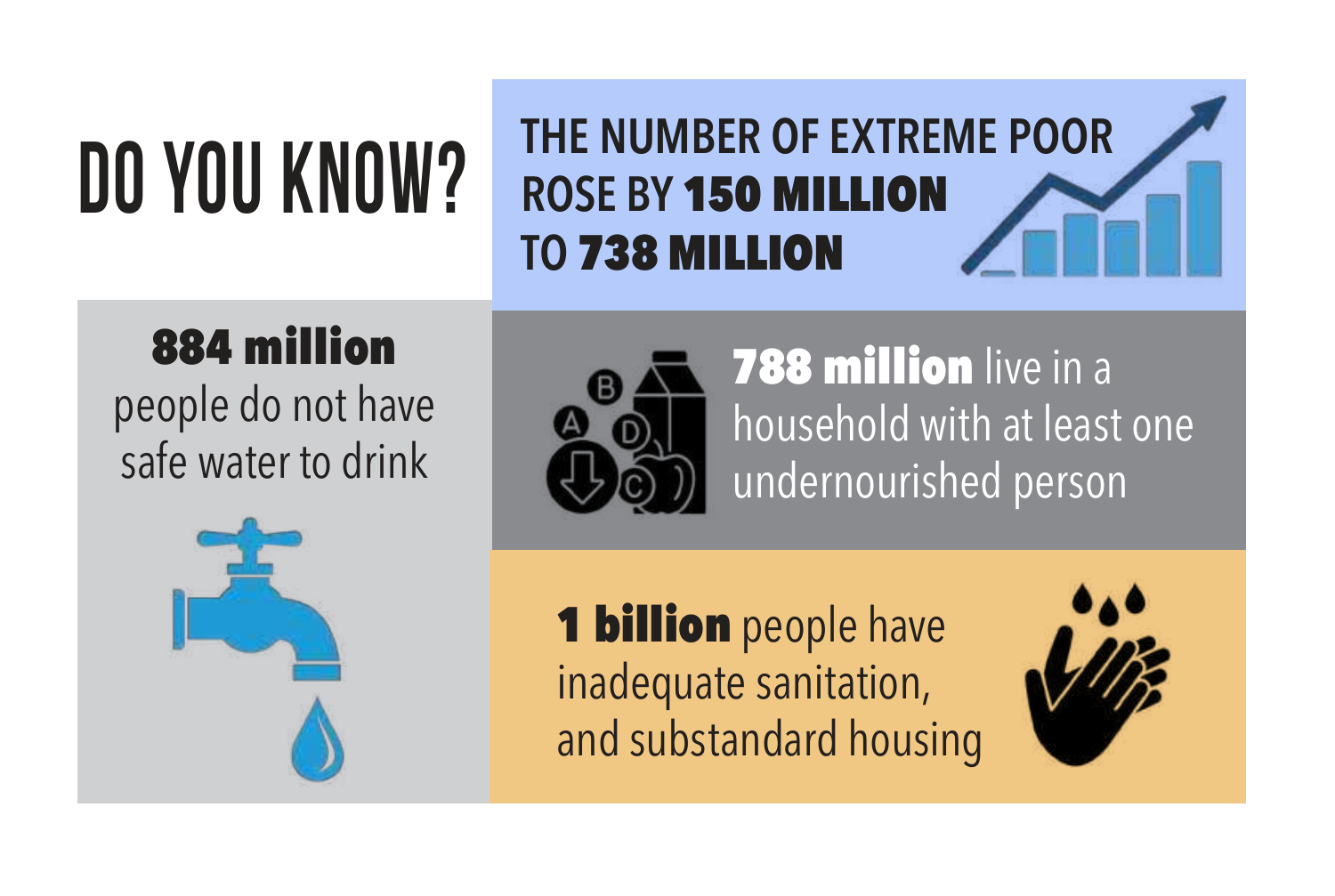# DO YOU KNOW?

THE NUMBER OF EXTREME POOR ROSE BY **150 MILLION** TO **738 MILLION**

**884 million** people do not have safe water to drink

**788 million** live in a household with at least one undernourished person

**1 billion** people have inadequate sanitation, and substandard housing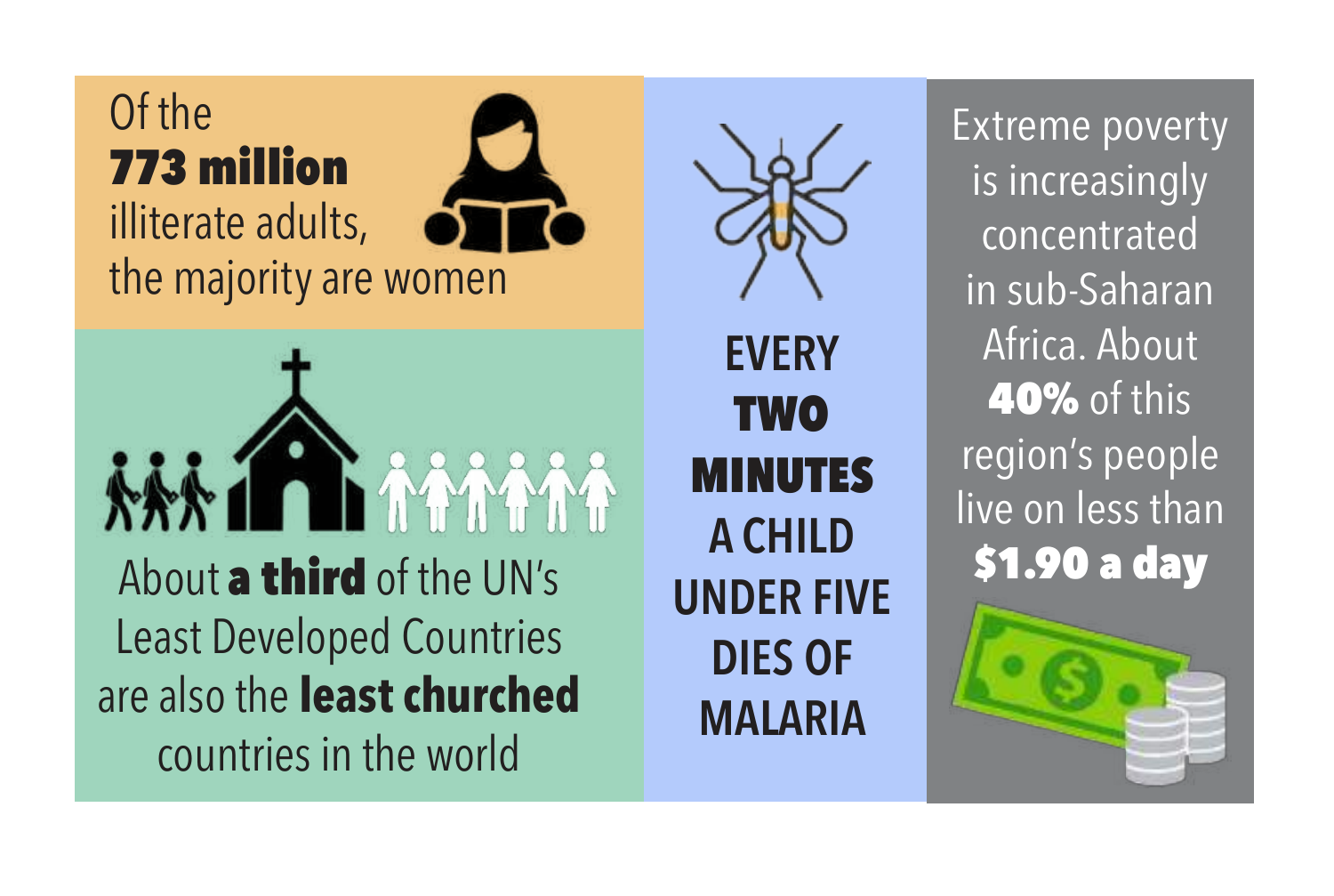Of the **773 million** illiterate adults, the majority are women

About **a third** of the UN's Least Developed Countries are also the **least churched** countries in the world

EVERY **TWO MINUTES** A CHILD UNDER FIVE DIES OF MALARIA

Extreme poverty is increasingly concentrated in sub-Saharan Africa. About **40%** of this region's people live on less than **$1.90 a day**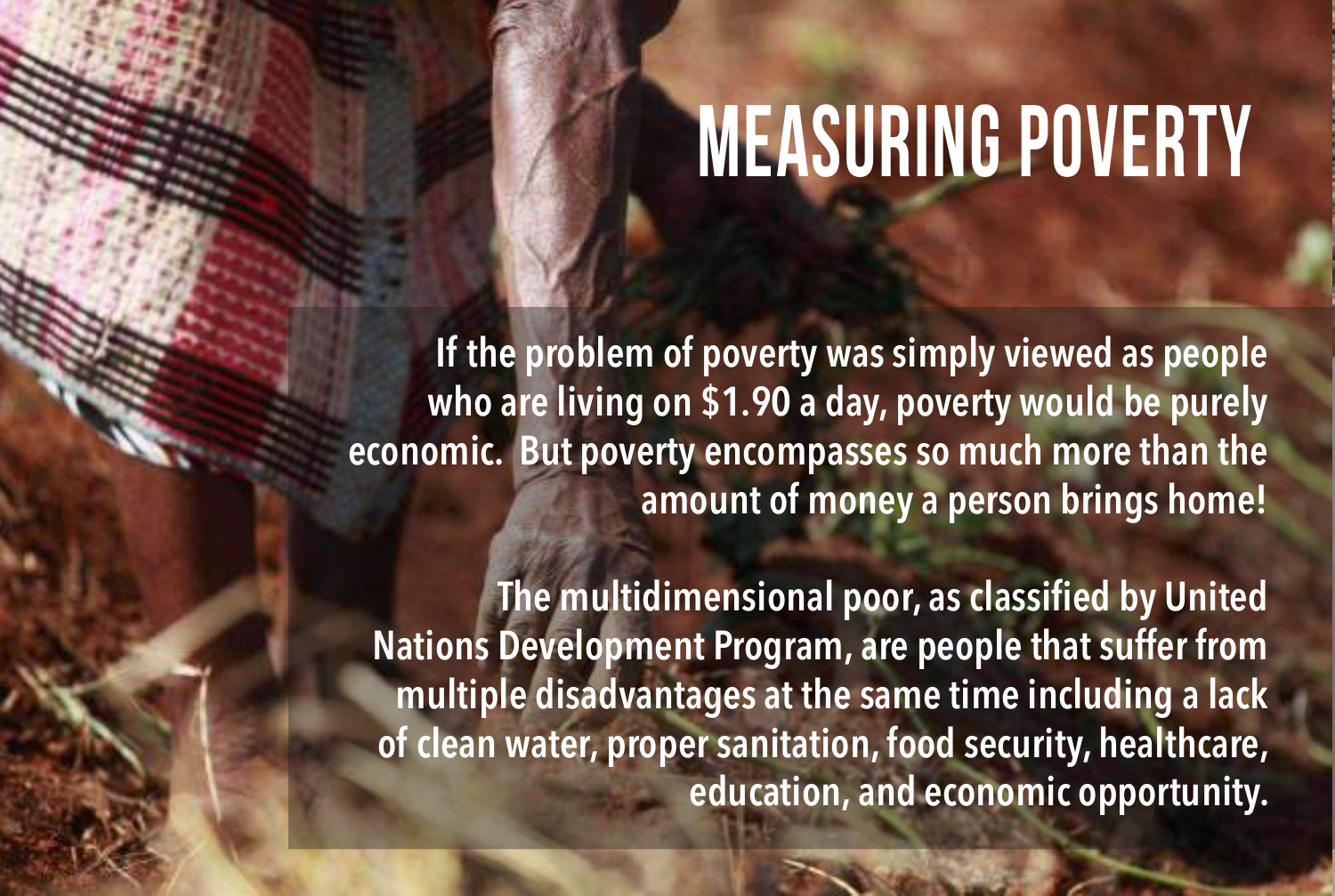# MEASURING POVERTY

**If the problem of poverty was simply viewed as people who are living on $1.90 a day, poverty would be purely economic. But poverty encompasses so much more than the amount of money a person brings home!**

**The multidimensional poor, as classified by United Nations Development Program, are people that suffer from multiple disadvantages at the same time including a lack of clean water, proper sanitation, food security, healthcare, education, and economic opportunity.**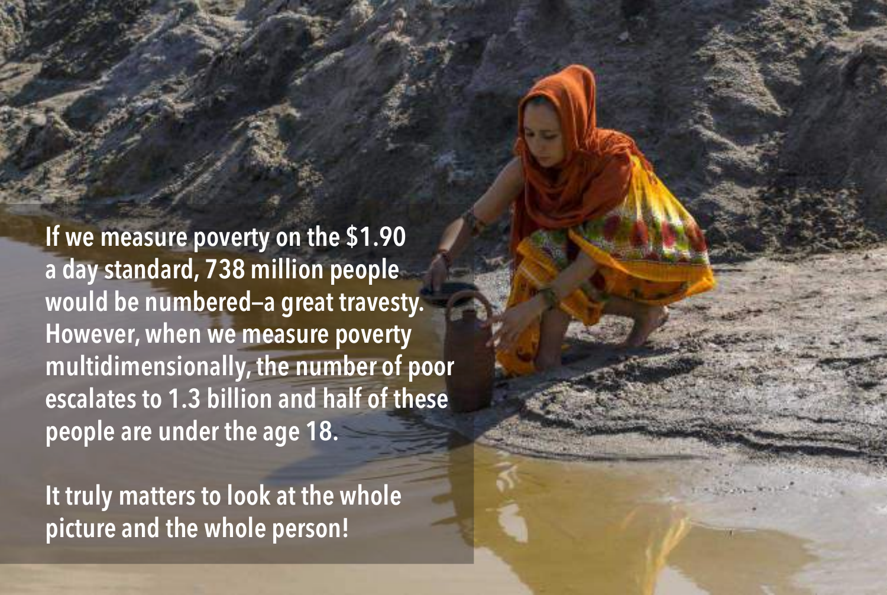If we measure poverty on the $1.90 a day standard, 738 million people would be numbered—a great travesty. However, when we measure poverty multidimensionally, the number of poor escalates to 1.3 billion and half of these people are under the age 18.

It truly matters to look at the whole picture and the whole person!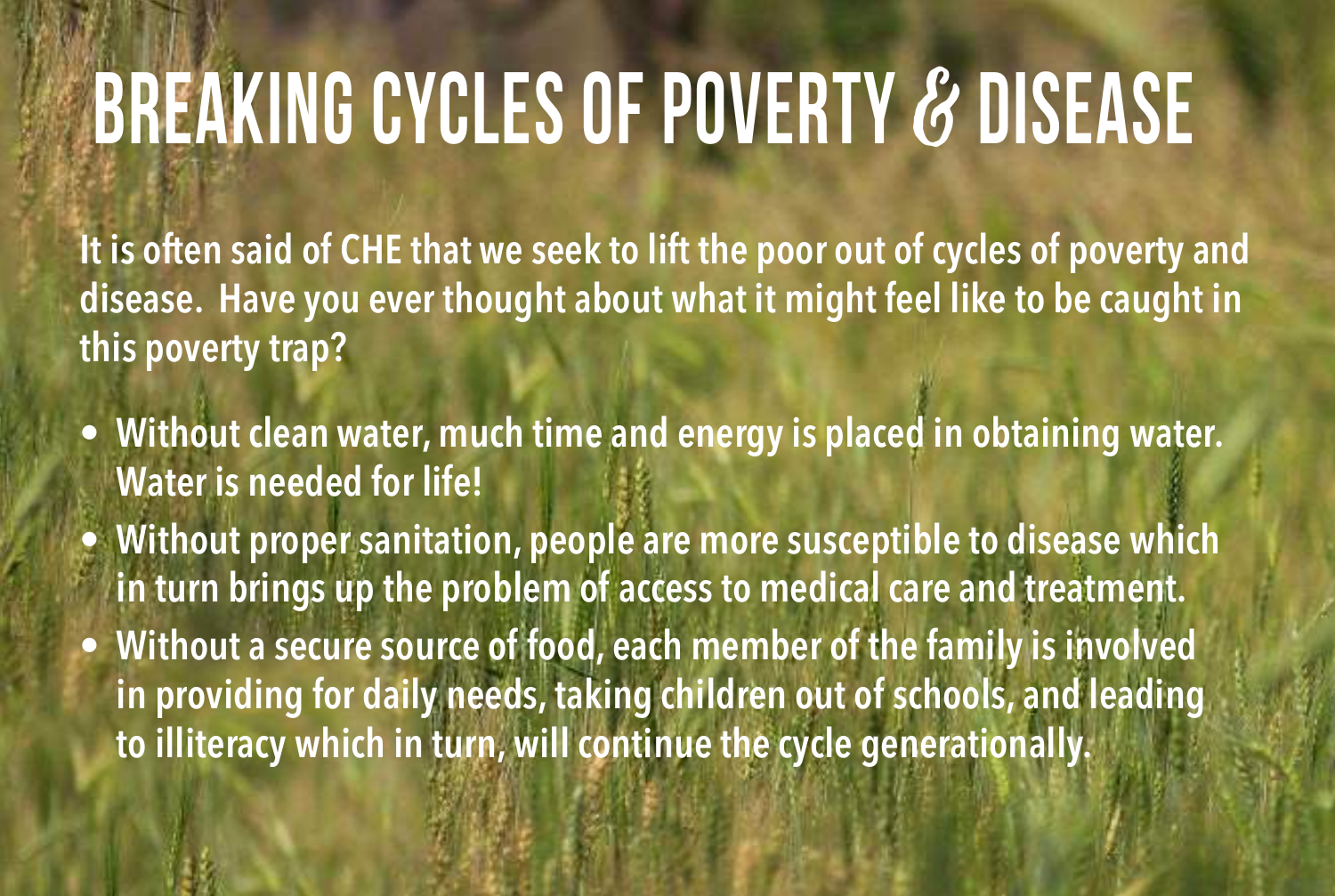# BREAKING CYCLES OF POVERTY & DISEASE

**It is often said of CHE that we seek to lift the poor out of cycles of poverty and disease. Have you ever thought about what it might feel like to be caught in this poverty trap?**

- **Without clean water, much time and energy is placed in obtaining water. Water is needed for life!**
- **Without proper sanitation, people are more susceptible to disease which in turn brings up the problem of access to medical care and treatment.**
- **Without a secure source of food, each member of the family is involved in providing for daily needs, taking children out of schools, and leading to illiteracy which in turn, will continue the cycle generationally.**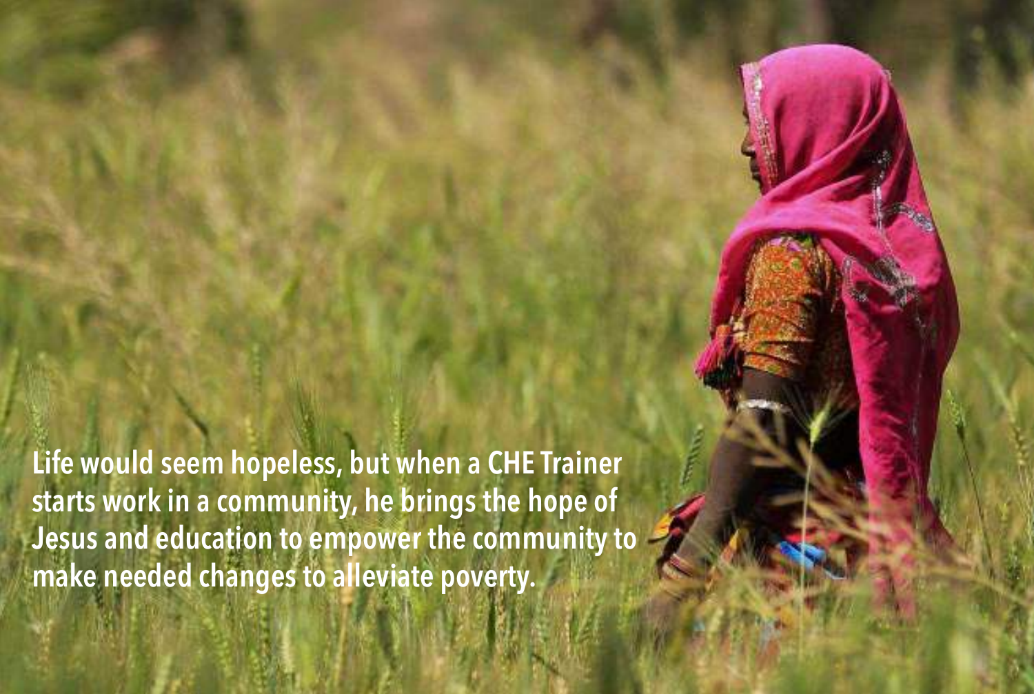**Life would seem hopeless, but when a CHE Trainer starts work in a community, he brings the hope of Jesus and education to empower the community to make needed changes to alleviate poverty.**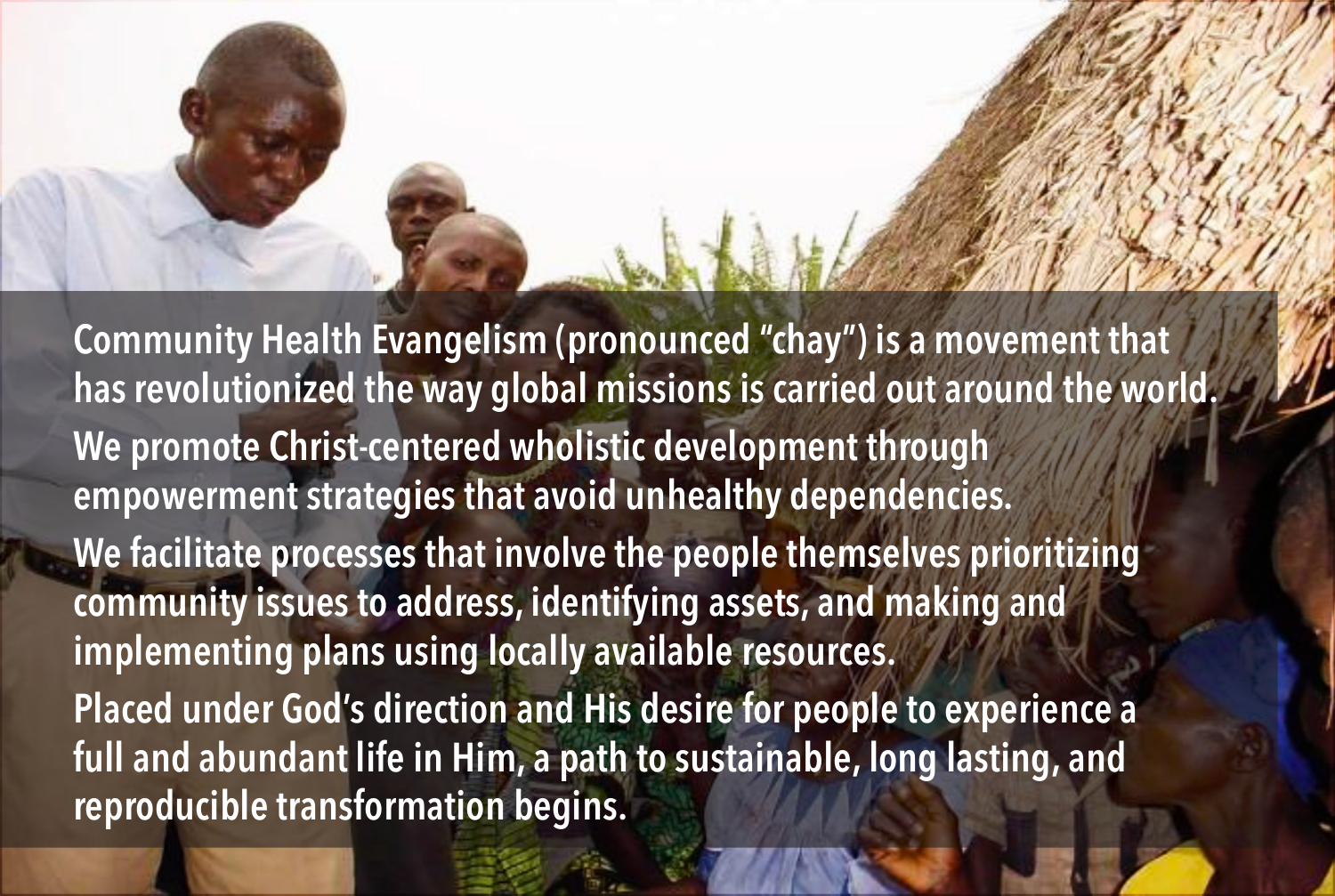Community Health Evangelism (pronounced "chay") is a movement that has revolutionized the way global missions is carried out around the world.

We promote Christ-centered wholistic development through empowerment strategies that avoid unhealthy dependencies.

We facilitate processes that involve the people themselves prioritizing community issues to address, identifying assets, and making and implementing plans using locally available resources.

Placed under God's direction and His desire for people to experience a full and abundant life in Him, a path to sustainable, long lasting, and reproducible transformation begins.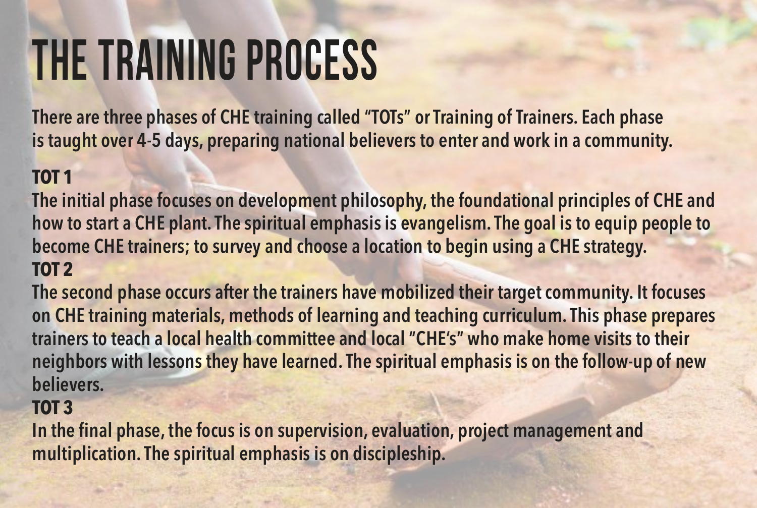# THE TRAINING PROCESS

**There are three phases of CHE training called "TOTs" or Training of Trainers. Each phase is taught over 4-5 days, preparing national believers to enter and work in a community.**

## TOT 1

**The initial phase focuses on development philosophy, the foundational principles of CHE and how to start a CHE plant. The spiritual emphasis is evangelism. The goal is to equip people to become CHE trainers; to survey and choose a location to begin using a CHE strategy.**

## TOT 2

**The second phase occurs after the trainers have mobilized their target community. It focuses on CHE training materials, methods of learning and teaching curriculum. This phase prepares trainers to teach a local health committee and local "CHE's" who make home visits to their neighbors with lessons they have learned. The spiritual emphasis is on the follow-up of new believers.**

## TOT 3

**In the final phase, the focus is on supervision, evaluation, project management and multiplication. The spiritual emphasis is on discipleship.**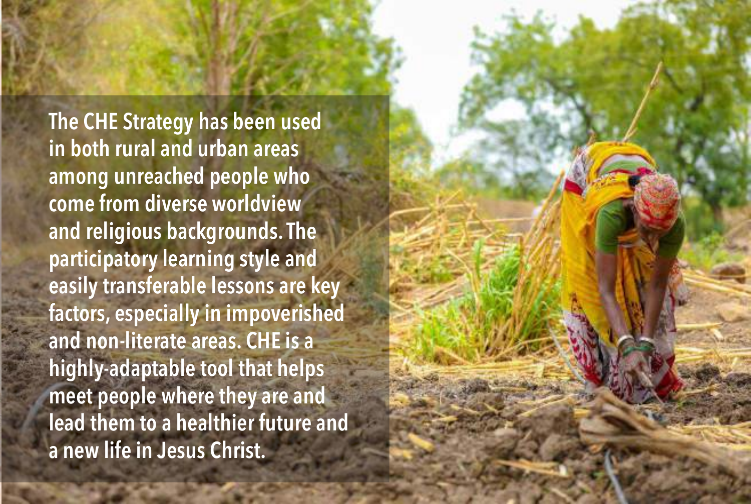The CHE Strategy has been used in both rural and urban areas among unreached people who come from diverse worldview and religious backgrounds. The participatory learning style and easily transferable lessons are key factors, especially in impoverished and non-literate areas. CHE is a highly-adaptable tool that helps meet people where they are and lead them to a healthier future and a new life in Jesus Christ.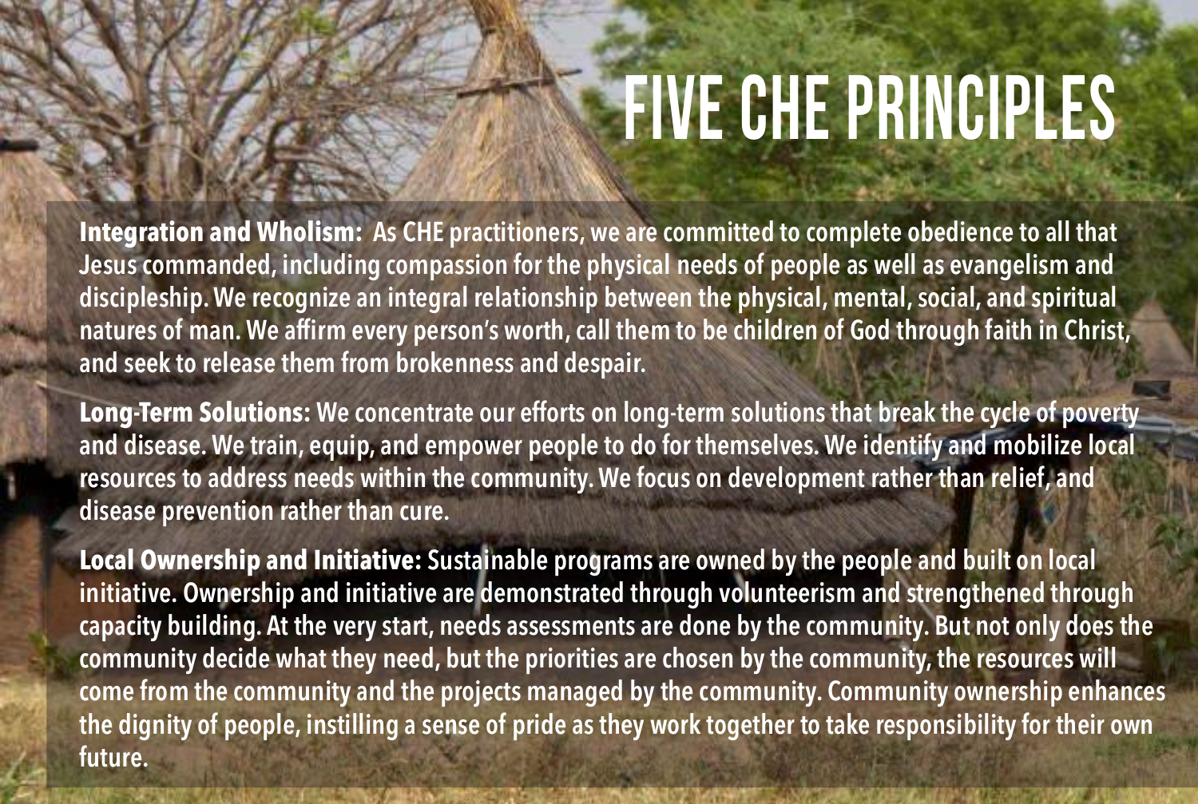# FIVE CHE PRINCIPLES

**Integration and Wholism:** As CHE practitioners, we are committed to complete obedience to all that Jesus commanded, including compassion for the physical needs of people as well as evangelism and discipleship. We recognize an integral relationship between the physical, mental, social, and spiritual natures of man. We affirm every person's worth, call them to be children of God through faith in Christ, and seek to release them from brokenness and despair.

**Long-Term Solutions:** We concentrate our efforts on long-term solutions that break the cycle of poverty and disease. We train, equip, and empower people to do for themselves. We identify and mobilize local resources to address needs within the community. We focus on development rather than relief, and disease prevention rather than cure.

**Local Ownership and Initiative:** Sustainable programs are owned by the people and built on local initiative. Ownership and initiative are demonstrated through volunteerism and strengthened through capacity building. At the very start, needs assessments are done by the community. But not only does the community decide what they need, but the priorities are chosen by the community, the resources will come from the community and the projects managed by the community. Community ownership enhances the dignity of people, instilling a sense of pride as they work together to take responsibility for their own future.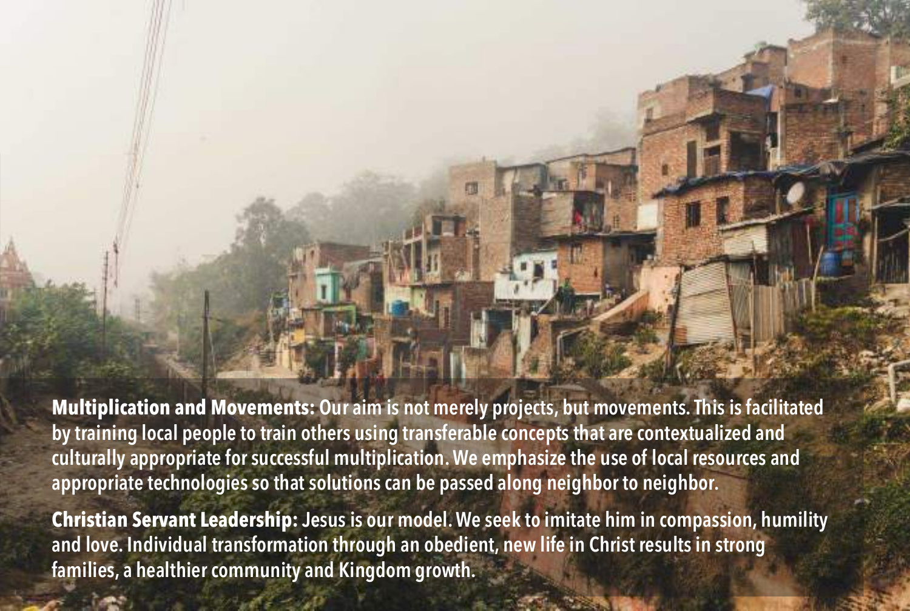**Multiplication and Movements:** Our aim is not merely projects, but movements. This is facilitated by training local people to train others using transferable concepts that are contextualized and culturally appropriate for successful multiplication. We emphasize the use of local resources and appropriate technologies so that solutions can be passed along neighbor to neighbor.

**Christian Servant Leadership:** Jesus is our model. We seek to imitate him in compassion, humility and love. Individual transformation through an obedient, new life in Christ results in strong families, a healthier community and Kingdom growth.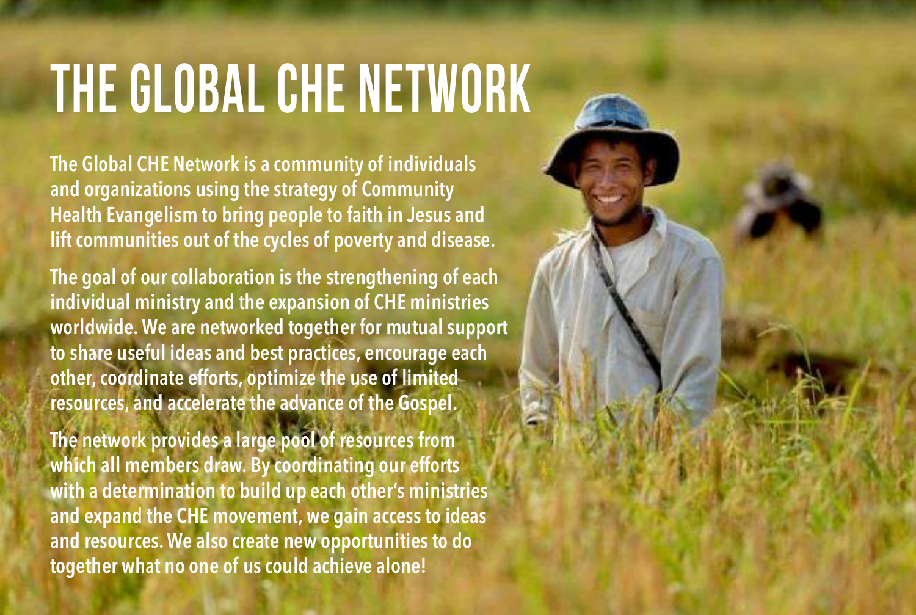# THE GLOBAL CHE NETWORK

**The Global CHE Network is a community of individuals and organizations using the strategy of Community Health Evangelism to bring people to faith in Jesus and lift communities out of the cycles of poverty and disease.**

**The goal of our collaboration is the strengthening of each individual ministry and the expansion of CHE ministries worldwide. We are networked together for mutual support to share useful ideas and best practices, encourage each other, coordinate efforts, optimize the use of limited resources, and accelerate the advance of the Gospel.**

**The network provides a large pool of resources from which all members draw. By coordinating our efforts with a determination to build up each other's ministries and expand the CHE movement, we gain access to ideas and resources. We also create new opportunities to do together what no one of us could achieve alone!**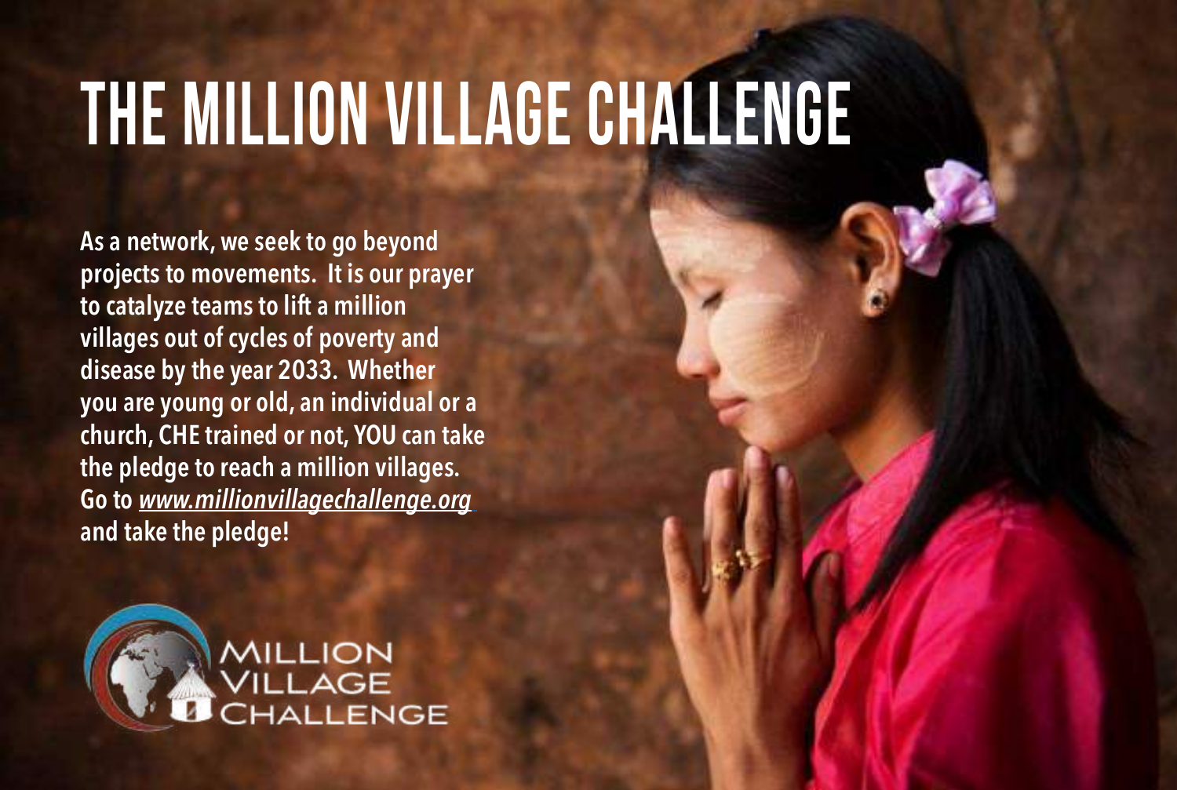# THE MILLION VILLAGE CHALLENGE

**As a network, we seek to go beyond projects to movements. It is our prayer to catalyze teams to lift a million villages out of cycles of poverty and disease by the year 2033. Whether you are young or old, an individual or a church, CHE trained or not, YOU can take the pledge to reach a million villages. Go to *www.millionvillagechallenge.org* and take the pledge!**

MILLION VILLAGE CHALLENGE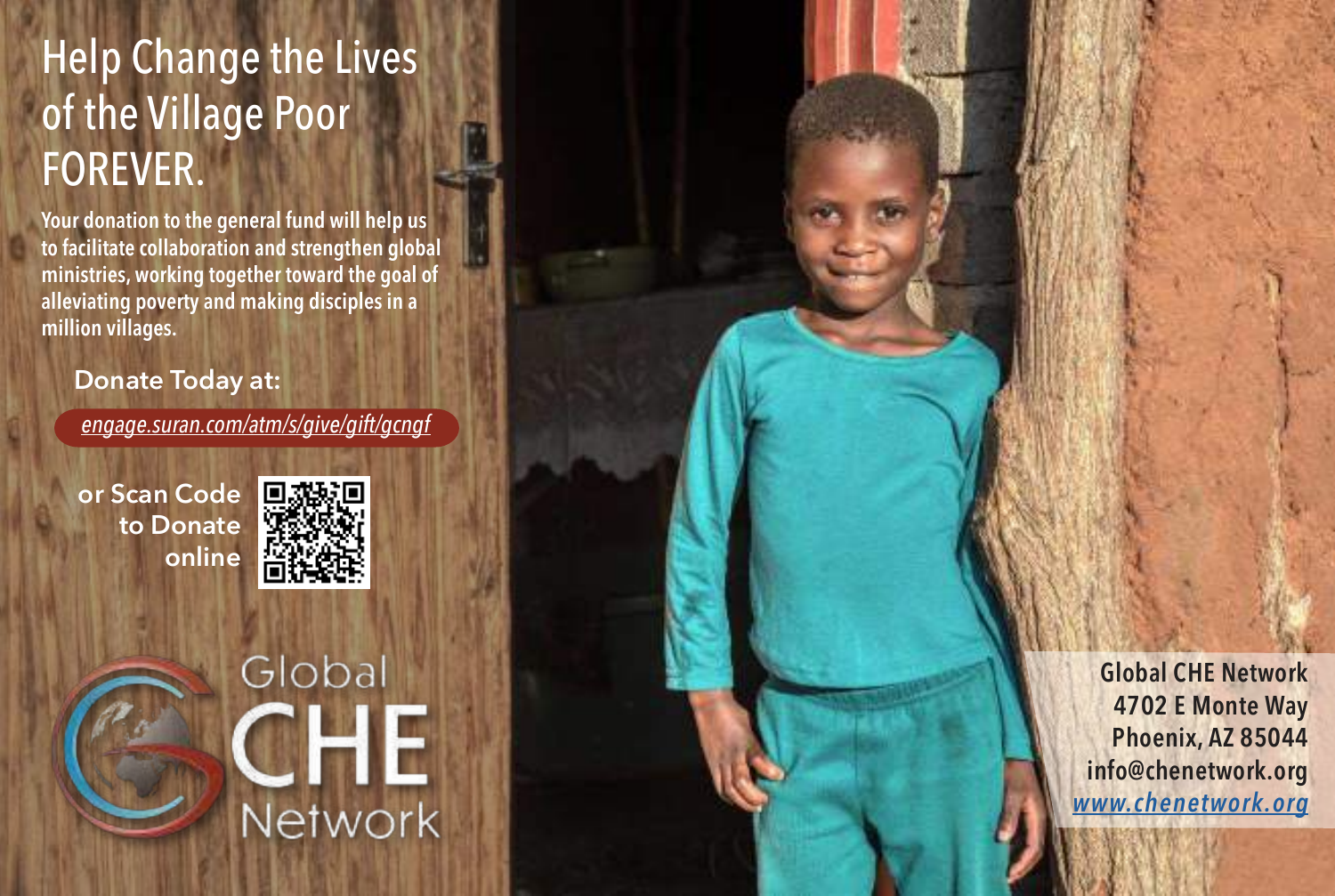# Help Change the Lives of the Village Poor FOREVER.

**Your donation to the general fund will help us to facilitate collaboration and strengthen global ministries, working together toward the goal of alleviating poverty and making disciples in a million villages.**

**Donate Today at:**

*engage.suran.com/atm/s/give/gift/gcngf*

**or Scan Code to Donate online**

Global CHE Network

**Global CHE Network**
**4702 E Monte Way**
**Phoenix, AZ 85044**
**info@chenetwork.org**
*www.chenetwork.org*